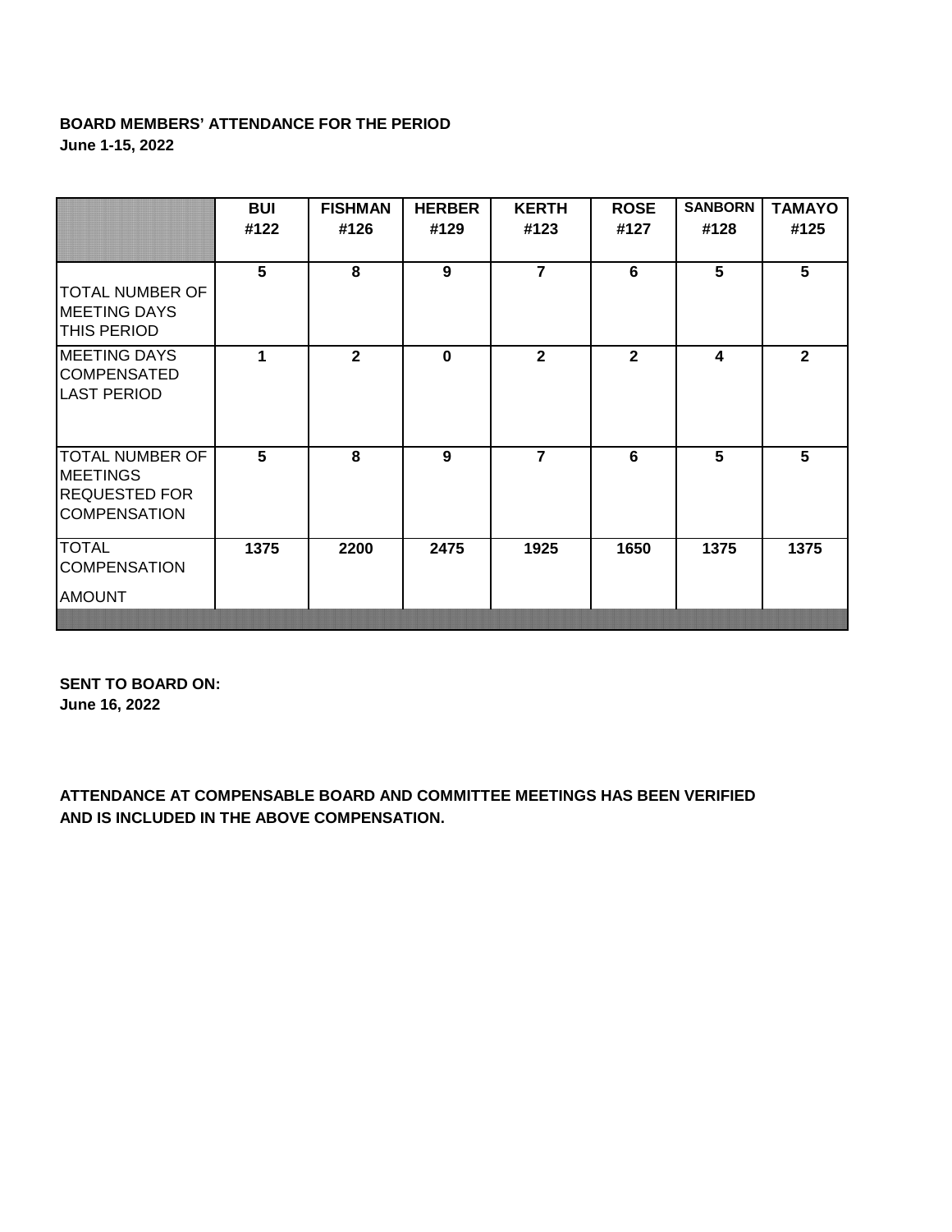**BOARD MEMBERS' ATTENDANCE FOR THE PERIOD**
**June 1-15, 2022**

| | BUI #122 | FISHMAN #126 | HERBER #129 | KERTH #123 | ROSE #127 | SANBORN #128 | TAMAYO #125 |
|---|---|---|---|---|---|---|---|
| TOTAL NUMBER OF MEETING DAYS THIS PERIOD | 5 | 8 | 9 | 7 | 6 | 5 | 5 |
| MEETING DAYS COMPENSATED LAST PERIOD | 1 | 2 | 0 | 2 | 2 | 4 | 2 |
| TOTAL NUMBER OF MEETINGS REQUESTED FOR COMPENSATION | 5 | 8 | 9 | 7 | 6 | 5 | 5 |
| TOTAL COMPENSATION AMOUNT | 1375 | 2200 | 2475 | 1925 | 1650 | 1375 | 1375 |

**SENT TO BOARD ON:**
**June 16, 2022**

**ATTENDANCE AT COMPENSABLE BOARD AND COMMITTEE MEETINGS HAS BEEN VERIFIED AND IS INCLUDED IN THE ABOVE COMPENSATION.**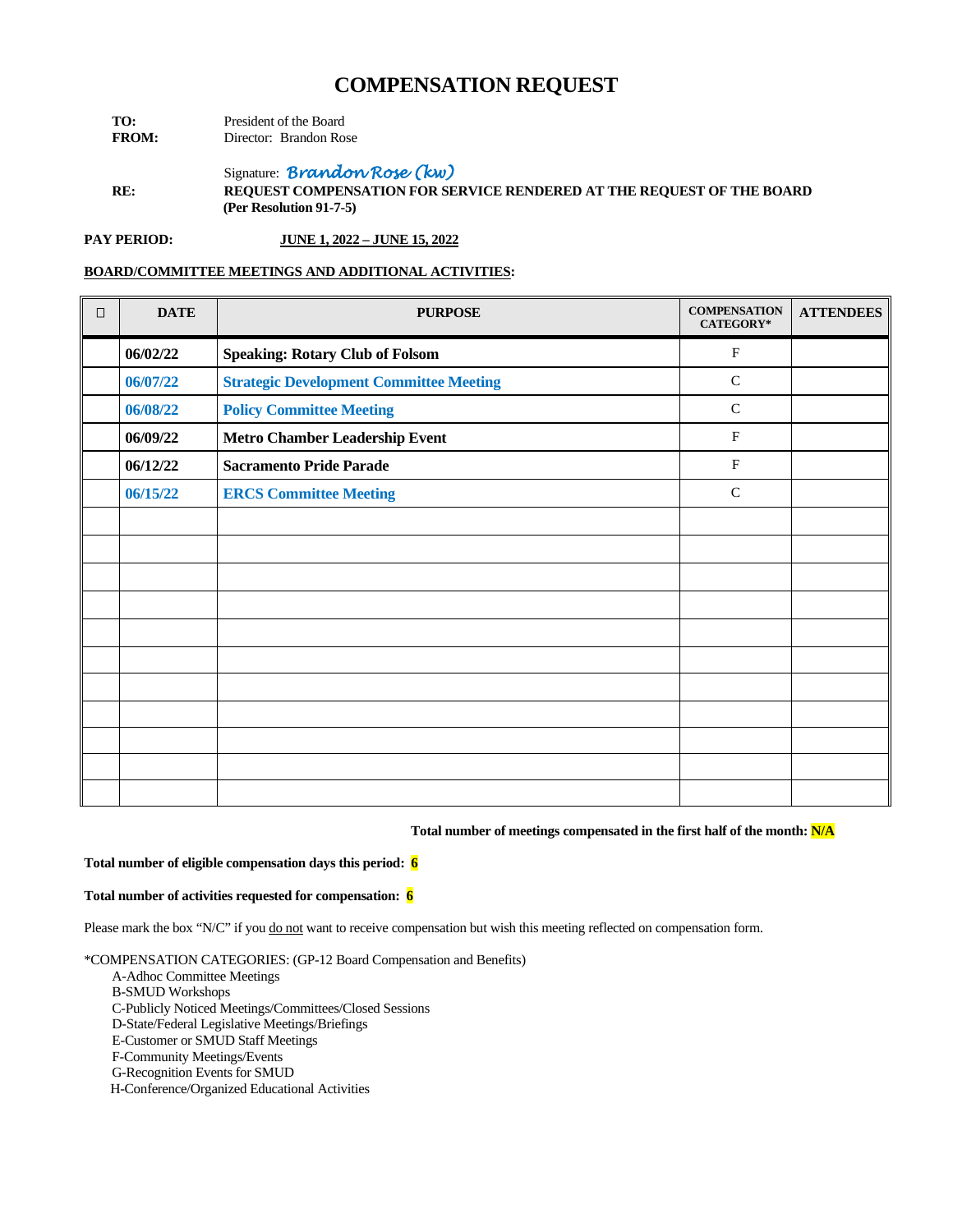# COMPENSATION REQUEST

**TO:** President of the Board
**FROM:** Director: Brandon Rose

Signature: *Brandon Rose (kw)*

**RE:** **REQUEST COMPENSATION FOR SERVICE RENDERED AT THE REQUEST OF THE BOARD (Per Resolution 91-7-5)**

**PAY PERIOD:** **JUNE 1, 2022 – JUNE 15, 2022**

**BOARD/COMMITTEE MEETINGS AND ADDITIONAL ACTIVITIES:**

| ☐ | DATE | PURPOSE | COMPENSATION CATEGORY* | ATTENDEES |
|---|---|---|---|---|
| | **06/02/22** | **Speaking: Rotary Club of Folsom** | F | |
| | **06/07/22** | **Strategic Development Committee Meeting** | C | |
| | **06/08/22** | **Policy Committee Meeting** | C | |
| | **06/09/22** | **Metro Chamber Leadership Event** | F | |
| | **06/12/22** | **Sacramento Pride Parade** | F | |
| | **06/15/22** | **ERCS Committee Meeting** | C | |
| | | | | |
| | | | | |
| | | | | |
| | | | | |
| | | | | |
| | | | | |
| | | | | |
| | | | | |
| | | | | |
| | | | | |
| | | | | |

**Total number of meetings compensated in the first half of the month: N/A**

**Total number of eligible compensation days this period: 6**

**Total number of activities requested for compensation: 6**

Please mark the box "N/C" if you do not want to receive compensation but wish this meeting reflected on compensation form.

*COMPENSATION CATEGORIES: (GP-12 Board Compensation and Benefits)

- A-Adhoc Committee Meetings
- B-SMUD Workshops
- C-Publicly Noticed Meetings/Committees/Closed Sessions
- D-State/Federal Legislative Meetings/Briefings
- E-Customer or SMUD Staff Meetings
- F-Community Meetings/Events
- G-Recognition Events for SMUD
- H-Conference/Organized Educational Activities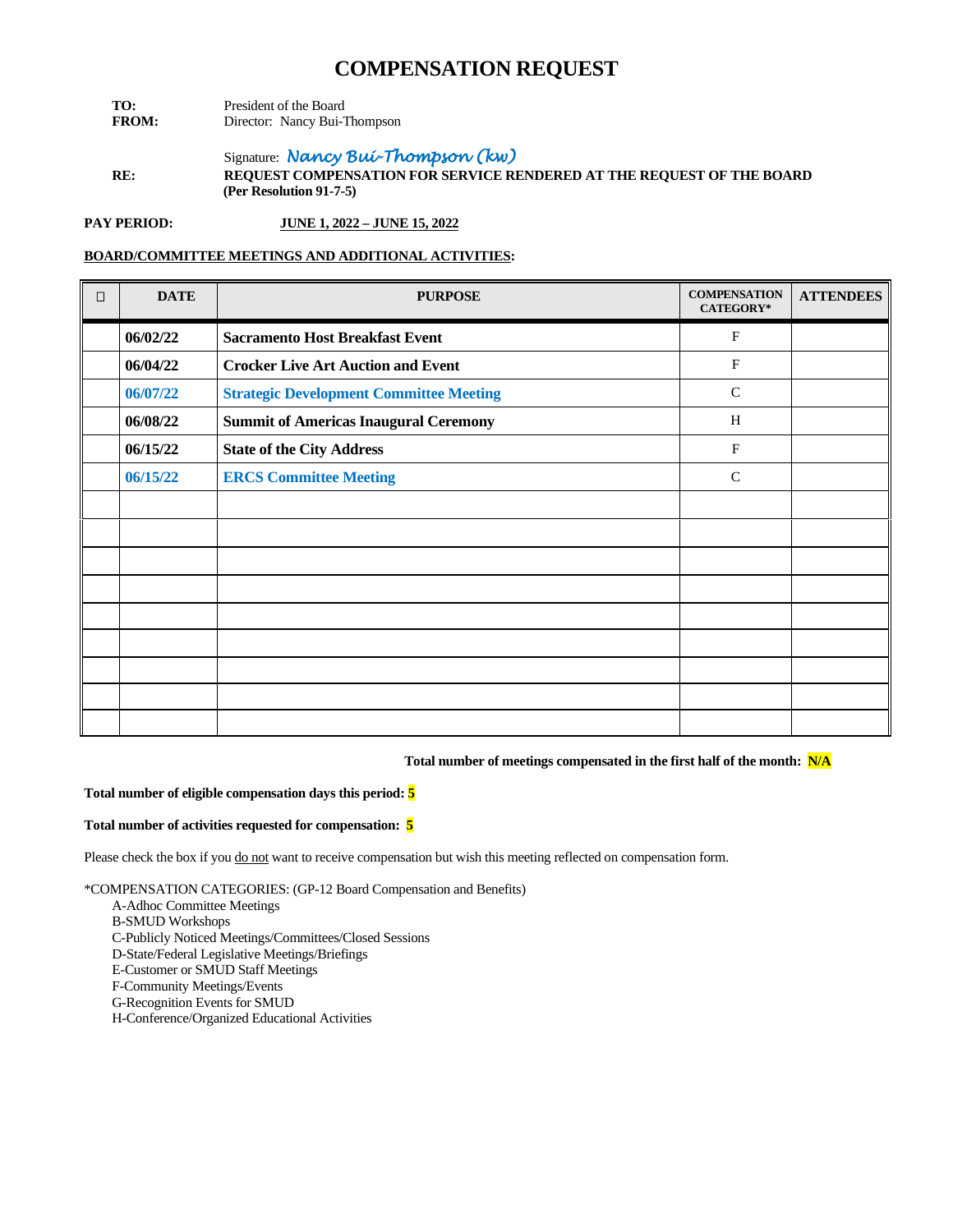# COMPENSATION REQUEST

**TO:** President of the Board
**FROM:** Director: Nancy Bui-Thompson

Signature: *Nancy Bui-Thompson (kw)*

**RE:** **REQUEST COMPENSATION FOR SERVICE RENDERED AT THE REQUEST OF THE BOARD (Per Resolution 91-7-5)**

**PAY PERIOD:** **JUNE 1, 2022 – JUNE 15, 2022**

**BOARD/COMMITTEE MEETINGS AND ADDITIONAL ACTIVITIES:**

| ☐ | DATE | PURPOSE | COMPENSATION CATEGORY* | ATTENDEES |
|---|---|---|---|---|
| | **06/02/22** | **Sacramento Host Breakfast Event** | F | |
| | **06/04/22** | **Crocker Live Art Auction and Event** | F | |
| | **06/07/22** | **Strategic Development Committee Meeting** | C | |
| | **06/08/22** | **Summit of Americas Inaugural Ceremony** | H | |
| | **06/15/22** | **State of the City Address** | F | |
| | **06/15/22** | **ERCS Committee Meeting** | C | |
| | | | | |
| | | | | |
| | | | | |
| | | | | |
| | | | | |
| | | | | |
| | | | | |
| | | | | |
| | | | | |

**Total number of meetings compensated in the first half of the month: N/A**

**Total number of eligible compensation days this period: 5**

**Total number of activities requested for compensation: 5**

Please check the box if you do not want to receive compensation but wish this meeting reflected on compensation form.

*COMPENSATION CATEGORIES: (GP-12 Board Compensation and Benefits)

- A-Adhoc Committee Meetings
- B-SMUD Workshops
- C-Publicly Noticed Meetings/Committees/Closed Sessions
- D-State/Federal Legislative Meetings/Briefings
- E-Customer or SMUD Staff Meetings
- F-Community Meetings/Events
- G-Recognition Events for SMUD
- H-Conference/Organized Educational Activities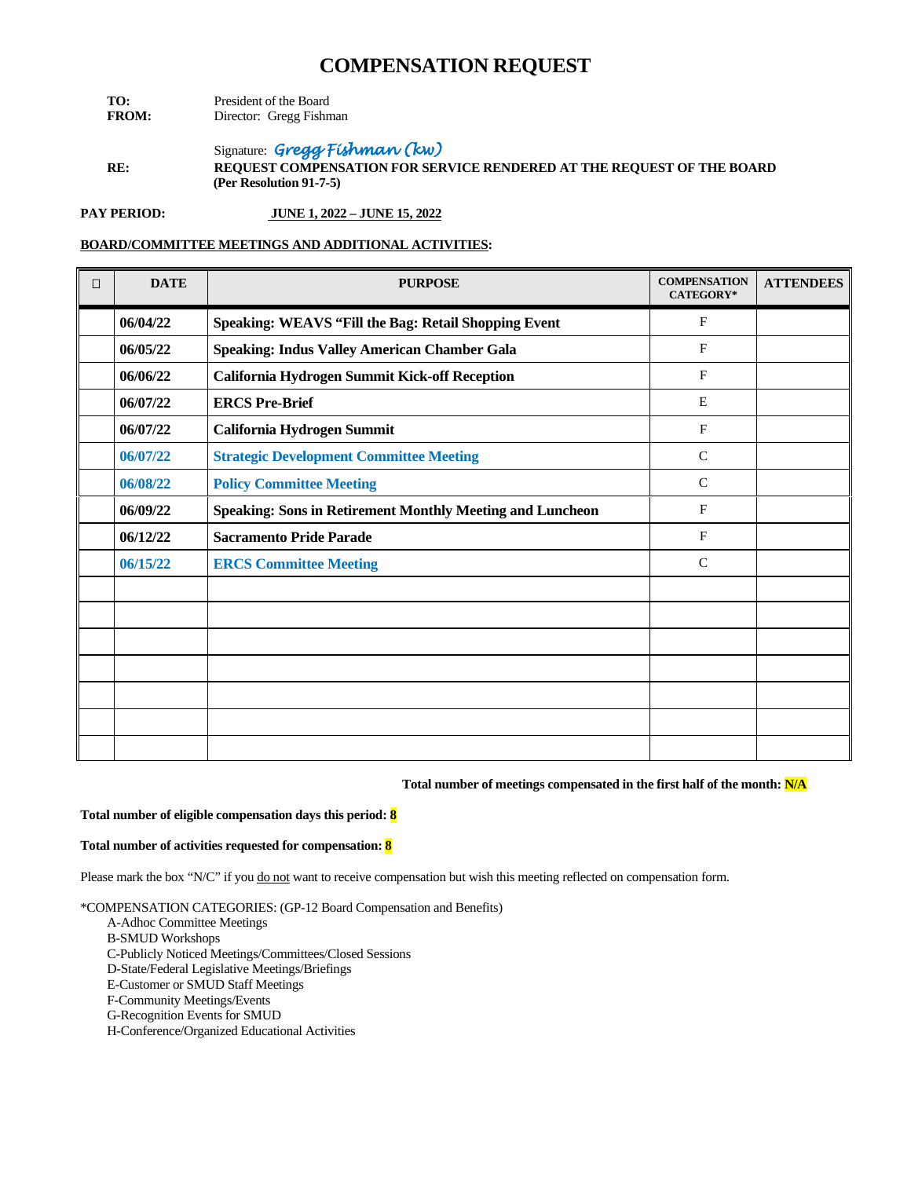# COMPENSATION REQUEST

**TO:** President of the Board
**FROM:** Director: Gregg Fishman

Signature: *Gregg Fishman (kw)*

**RE:** **REQUEST COMPENSATION FOR SERVICE RENDERED AT THE REQUEST OF THE BOARD (Per Resolution 91-7-5)**

**PAY PERIOD:** **JUNE 1, 2022 – JUNE 15, 2022**

**BOARD/COMMITTEE MEETINGS AND ADDITIONAL ACTIVITIES:**

| ☐ | DATE | PURPOSE | COMPENSATION CATEGORY* | ATTENDEES |
|---|---|---|---|---|
| | **06/04/22** | **Speaking: WEAVS "Fill the Bag: Retail Shopping Event** | F | |
| | **06/05/22** | **Speaking: Indus Valley American Chamber Gala** | F | |
| | **06/06/22** | **California Hydrogen Summit Kick-off Reception** | F | |
| | **06/07/22** | **ERCS Pre-Brief** | E | |
| | **06/07/22** | **California Hydrogen Summit** | F | |
| | **06/07/22** | **Strategic Development Committee Meeting** | C | |
| | **06/08/22** | **Policy Committee Meeting** | C | |
| | **06/09/22** | **Speaking: Sons in Retirement Monthly Meeting and Luncheon** | F | |
| | **06/12/22** | **Sacramento Pride Parade** | F | |
| | **06/15/22** | **ERCS Committee Meeting** | C | |
| | | | | |
| | | | | |
| | | | | |
| | | | | |
| | | | | |
| | | | | |
| | | | | |

**Total number of meetings compensated in the first half of the month: N/A**

**Total number of eligible compensation days this period: 8**

**Total number of activities requested for compensation: 8**

Please mark the box "N/C" if you do not want to receive compensation but wish this meeting reflected on compensation form.

*COMPENSATION CATEGORIES: (GP-12 Board Compensation and Benefits)

- A-Adhoc Committee Meetings
- B-SMUD Workshops
- C-Publicly Noticed Meetings/Committees/Closed Sessions
- D-State/Federal Legislative Meetings/Briefings
- E-Customer or SMUD Staff Meetings
- F-Community Meetings/Events
- G-Recognition Events for SMUD
- H-Conference/Organized Educational Activities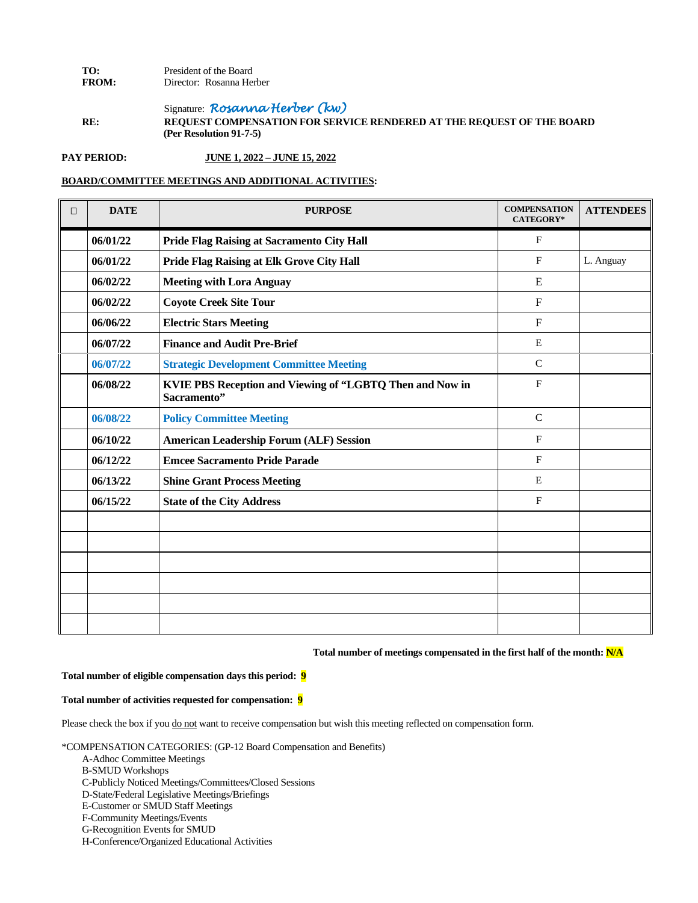**TO:** President of the Board
**FROM:** Director: Rosanna Herber

Signature: *Rosanna Herber (kw)*

**RE:** **REQUEST COMPENSATION FOR SERVICE RENDERED AT THE REQUEST OF THE BOARD (Per Resolution 91-7-5)**

**PAY PERIOD:** **JUNE 1, 2022 – JUNE 15, 2022**

**BOARD/COMMITTEE MEETINGS AND ADDITIONAL ACTIVITIES:**

| ☐ | DATE | PURPOSE | COMPENSATION CATEGORY* | ATTENDEES |
|---|---|---|---|---|
| | **06/01/22** | **Pride Flag Raising at Sacramento City Hall** | F | |
| | **06/01/22** | **Pride Flag Raising at Elk Grove City Hall** | F | L. Anguay |
| | **06/02/22** | **Meeting with Lora Anguay** | E | |
| | **06/02/22** | **Coyote Creek Site Tour** | F | |
| | **06/06/22** | **Electric Stars Meeting** | F | |
| | **06/07/22** | **Finance and Audit Pre-Brief** | E | |
| | **06/07/22** | **Strategic Development Committee Meeting** | C | |
| | **06/08/22** | **KVIE PBS Reception and Viewing of "LGBTQ Then and Now in Sacramento"** | F | |
| | **06/08/22** | **Policy Committee Meeting** | C | |
| | **06/10/22** | **American Leadership Forum (ALF) Session** | F | |
| | **06/12/22** | **Emcee Sacramento Pride Parade** | F | |
| | **06/13/22** | **Shine Grant Process Meeting** | E | |
| | **06/15/22** | **State of the City Address** | F | |
| | | | | |
| | | | | |
| | | | | |
| | | | | |
| | | | | |
| | | | | |

**Total number of meetings compensated in the first half of the month: N/A**

**Total number of eligible compensation days this period: 9**

**Total number of activities requested for compensation: 9**

Please check the box if you do not want to receive compensation but wish this meeting reflected on compensation form.

*COMPENSATION CATEGORIES: (GP-12 Board Compensation and Benefits)

- A-Adhoc Committee Meetings
- B-SMUD Workshops
- C-Publicly Noticed Meetings/Committees/Closed Sessions
- D-State/Federal Legislative Meetings/Briefings
- E-Customer or SMUD Staff Meetings
- F-Community Meetings/Events
- G-Recognition Events for SMUD
- H-Conference/Organized Educational Activities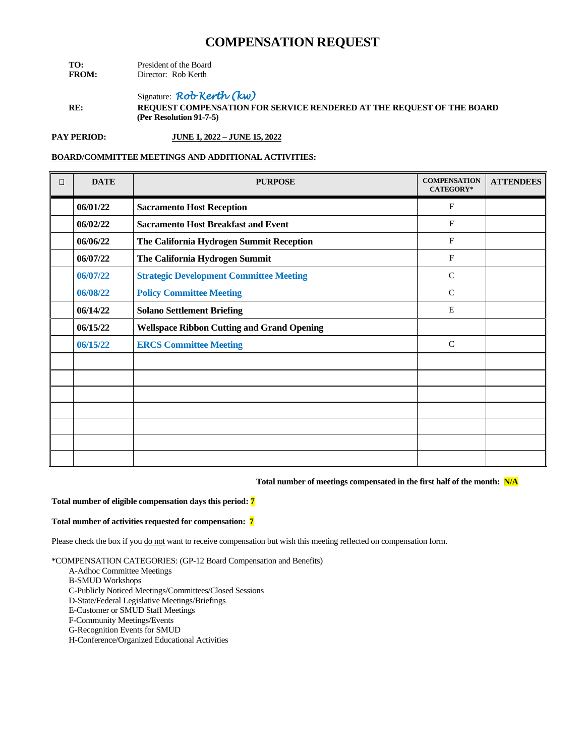# COMPENSATION REQUEST

**TO:** President of the Board
**FROM:** Director: Rob Kerth

Signature: *Rob Kerth (kw)*

**RE:** **REQUEST COMPENSATION FOR SERVICE RENDERED AT THE REQUEST OF THE BOARD (Per Resolution 91-7-5)**

**PAY PERIOD:** **JUNE 1, 2022 – JUNE 15, 2022**

**BOARD/COMMITTEE MEETINGS AND ADDITIONAL ACTIVITIES:**

| ☐ | DATE | PURPOSE | COMPENSATION CATEGORY* | ATTENDEES |
|---|---|---|---|---|
| | 06/01/22 | Sacramento Host Reception | F | |
| | 06/02/22 | Sacramento Host Breakfast and Event | F | |
| | 06/06/22 | The California Hydrogen Summit Reception | F | |
| | 06/07/22 | The California Hydrogen Summit | F | |
| | 06/07/22 | Strategic Development Committee Meeting | C | |
| | 06/08/22 | Policy Committee Meeting | C | |
| | 06/14/22 | Solano Settlement Briefing | E | |
| | 06/15/22 | Wellspace Ribbon Cutting and Grand Opening | | |
| | 06/15/22 | ERCS Committee Meeting | C | |
| | | | | |
| | | | | |
| | | | | |
| | | | | |
| | | | | |
| | | | | |
| | | | | |

**Total number of meetings compensated in the first half of the month: N/A**

**Total number of eligible compensation days this period: 7**

**Total number of activities requested for compensation: 7**

Please check the box if you do not want to receive compensation but wish this meeting reflected on compensation form.

*COMPENSATION CATEGORIES: (GP-12 Board Compensation and Benefits)

A-Adhoc Committee Meetings
B-SMUD Workshops
C-Publicly Noticed Meetings/Committees/Closed Sessions
D-State/Federal Legislative Meetings/Briefings
E-Customer or SMUD Staff Meetings
F-Community Meetings/Events
G-Recognition Events for SMUD
H-Conference/Organized Educational Activities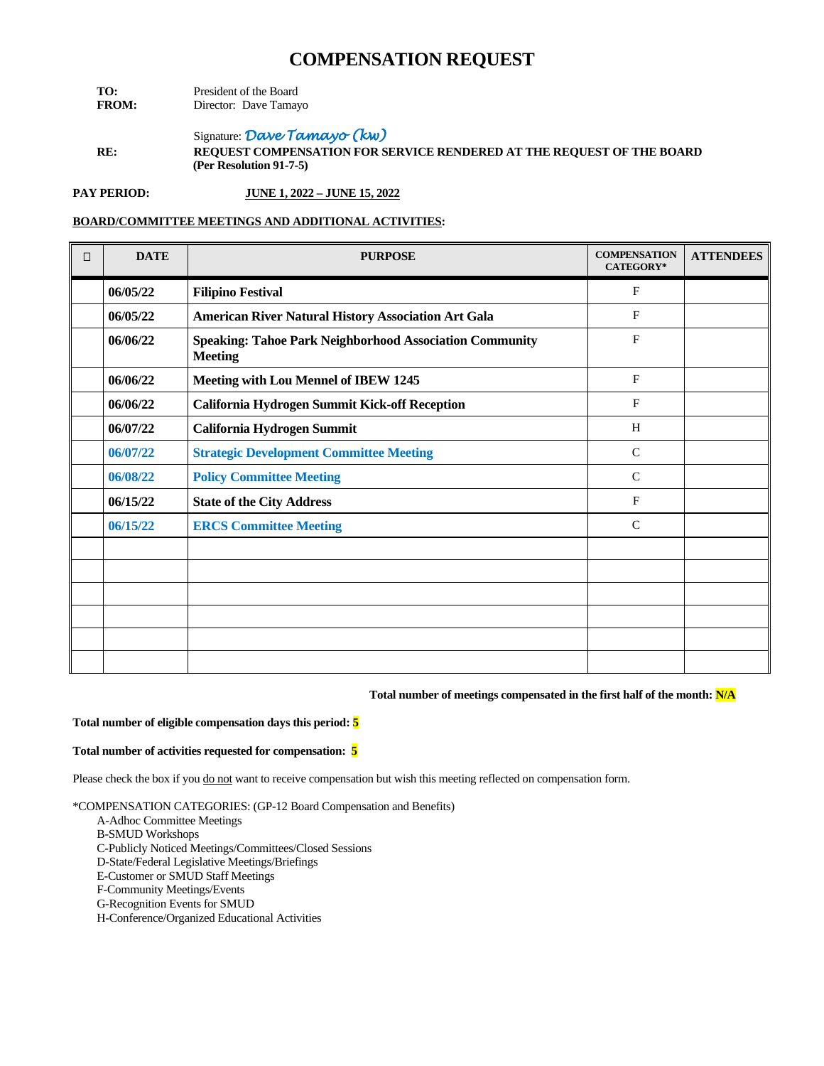# COMPENSATION REQUEST

**TO:** President of the Board
**FROM:** Director: Dave Tamayo

Signature: *Dave Tamayo (kw)*

**RE:** **REQUEST COMPENSATION FOR SERVICE RENDERED AT THE REQUEST OF THE BOARD (Per Resolution 91-7-5)**

**PAY PERIOD:** **JUNE 1, 2022 – JUNE 15, 2022**

**BOARD/COMMITTEE MEETINGS AND ADDITIONAL ACTIVITIES:**

| ☐ | DATE | PURPOSE | COMPENSATION CATEGORY* | ATTENDEES |
|---|---|---|---|---|
| | **06/05/22** | **Filipino Festival** | F | |
| | **06/05/22** | **American River Natural History Association Art Gala** | F | |
| | **06/06/22** | **Speaking: Tahoe Park Neighborhood Association Community Meeting** | F | |
| | **06/06/22** | **Meeting with Lou Mennel of IBEW 1245** | F | |
| | **06/06/22** | **California Hydrogen Summit Kick-off Reception** | F | |
| | **06/07/22** | **California Hydrogen Summit** | H | |
| | **06/07/22** | **Strategic Development Committee Meeting** | C | |
| | **06/08/22** | **Policy Committee Meeting** | C | |
| | **06/15/22** | **State of the City Address** | F | |
| | **06/15/22** | **ERCS Committee Meeting** | C | |
| | | | | |
| | | | | |
| | | | | |
| | | | | |
| | | | | |
| | | | | |

**Total number of meetings compensated in the first half of the month: N/A**

**Total number of eligible compensation days this period: 5**

**Total number of activities requested for compensation: 5**

Please check the box if you do not want to receive compensation but wish this meeting reflected on compensation form.

*COMPENSATION CATEGORIES: (GP-12 Board Compensation and Benefits)
- A-Adhoc Committee Meetings
- B-SMUD Workshops
- C-Publicly Noticed Meetings/Committees/Closed Sessions
- D-State/Federal Legislative Meetings/Briefings
- E-Customer or SMUD Staff Meetings
- F-Community Meetings/Events
- G-Recognition Events for SMUD
- H-Conference/Organized Educational Activities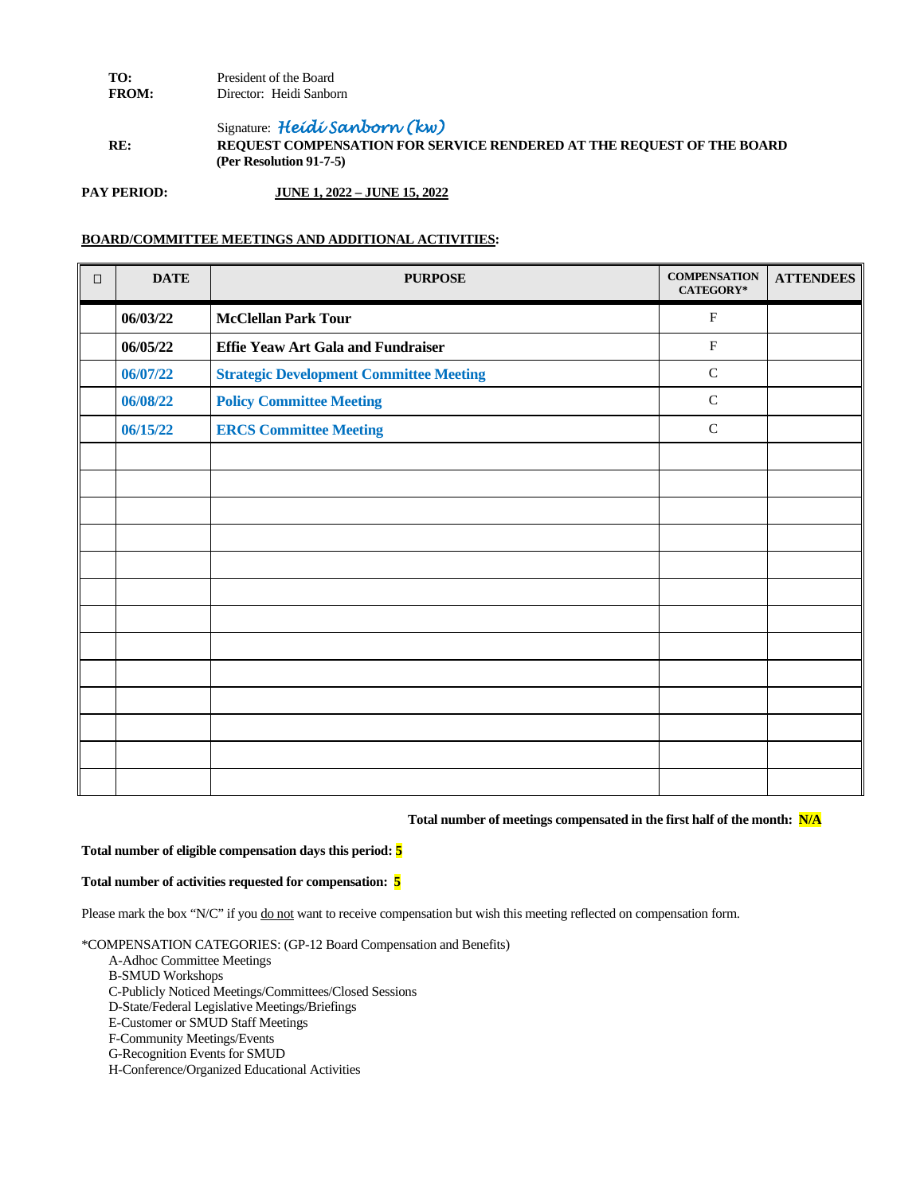| | |
|---|---|
| **TO:** | President of the Board |
| **FROM:** | Director: Heidi Sanborn |

Signature: *Heidi Sanborn (kw)*

**RE:** **REQUEST COMPENSATION FOR SERVICE RENDERED AT THE REQUEST OF THE BOARD (Per Resolution 91-7-5)**

**PAY PERIOD:** **JUNE 1, 2022 – JUNE 15, 2022**

**BOARD/COMMITTEE MEETINGS AND ADDITIONAL ACTIVITIES:**

| ☐ | DATE | PURPOSE | COMPENSATION CATEGORY* | ATTENDEES |
|---|---|---|---|---|
| | **06/03/22** | **McClellan Park Tour** | F | |
| | **06/05/22** | **Effie Yeaw Art Gala and Fundraiser** | F | |
| | **06/07/22** | **Strategic Development Committee Meeting** | C | |
| | **06/08/22** | **Policy Committee Meeting** | C | |
| | **06/15/22** | **ERCS Committee Meeting** | C | |
| | | | | |
| | | | | |
| | | | | |
| | | | | |
| | | | | |
| | | | | |
| | | | | |
| | | | | |
| | | | | |
| | | | | |
| | | | | |
| | | | | |
| | | | | |

**Total number of meetings compensated in the first half of the month: N/A**

**Total number of eligible compensation days this period: 5**

**Total number of activities requested for compensation: 5**

Please mark the box "N/C" if you do not want to receive compensation but wish this meeting reflected on compensation form.

*COMPENSATION CATEGORIES: (GP-12 Board Compensation and Benefits)

- A-Adhoc Committee Meetings
- B-SMUD Workshops
- C-Publicly Noticed Meetings/Committees/Closed Sessions
- D-State/Federal Legislative Meetings/Briefings
- E-Customer or SMUD Staff Meetings
- F-Community Meetings/Events
- G-Recognition Events for SMUD
- H-Conference/Organized Educational Activities